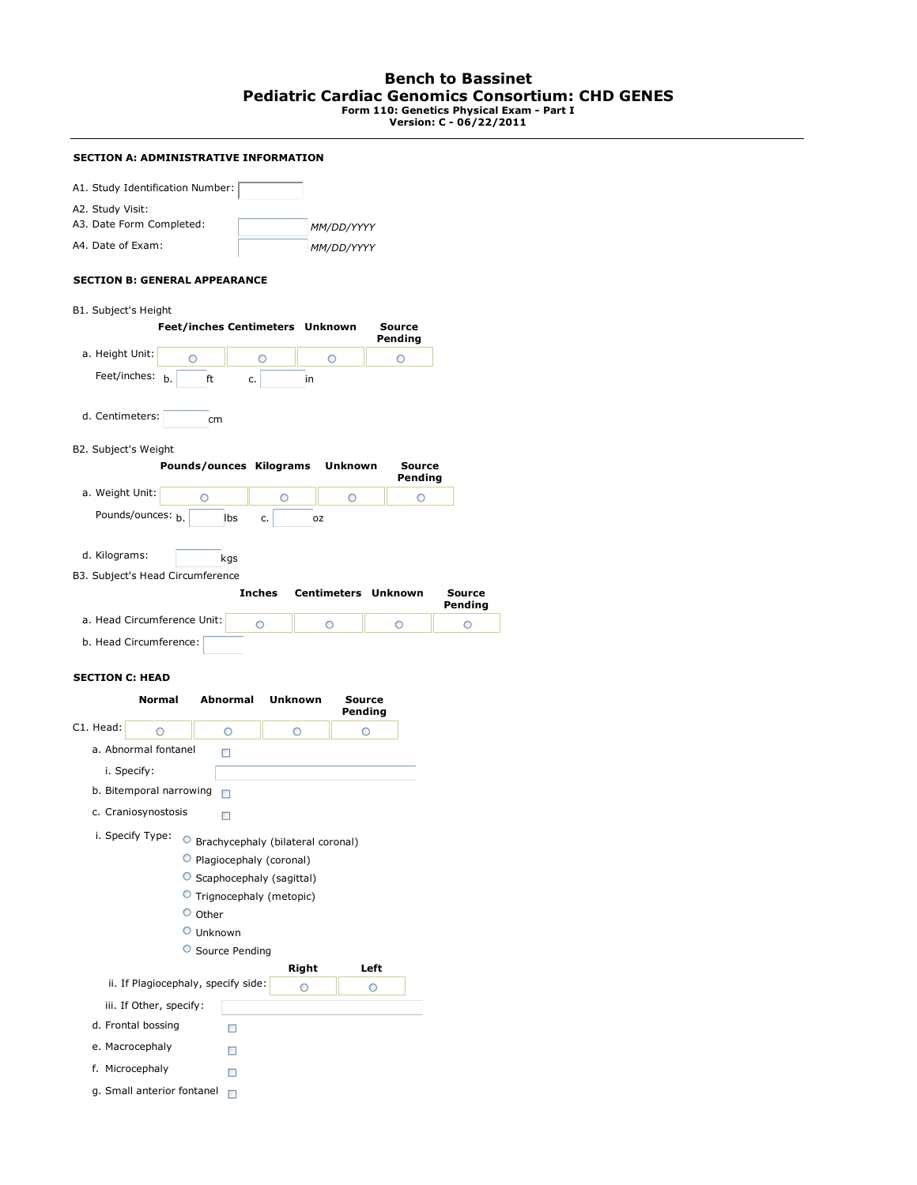# Bench to Bassinet
## Pediatric Cardiac Genomics Consortium: CHD GENES
**Form 110: Genetics Physical Exam - Part I**
**Version: C - 06/22/2011**

---

### SECTION A: ADMINISTRATIVE INFORMATION

A1. Study Identification Number: ______

A2. Study Visit:

A3. Date Form Completed: ______ *MM/DD/YYYY*

A4. Date of Exam: ______ *MM/DD/YYYY*

### SECTION B: GENERAL APPEARANCE

B1. Subject's Height

| | Feet/inches | Centimeters | Unknown | Source Pending |
|---|---|---|---|---|
| a. Height Unit: | ○ | ○ | ○ | ○ |

Feet/inches: b. ______ ft c. ______ in

d. Centimeters: ______ cm

B2. Subject's Weight

| | Pounds/ounces | Kilograms | Unknown | Source Pending |
|---|---|---|---|---|
| a. Weight Unit: | ○ | ○ | ○ | ○ |

Pounds/ounces: b. ______ lbs c. ______ oz

d. Kilograms: ______ kgs

B3. Subject's Head Circumference

| | Inches | Centimeters | Unknown | Source Pending |
|---|---|---|---|---|
| a. Head Circumference Unit: | ○ | ○ | ○ | ○ |

b. Head Circumference: ______

### SECTION C: HEAD

| | Normal | Abnormal | Unknown | Source Pending |
|---|---|---|---|---|
| C1. Head: | ○ | ○ | ○ | ○ |

a. Abnormal fontanel ☐

i. Specify: ______

b. Bitemporal narrowing ☐

c. Craniosynostosis ☐

i. Specify Type:
- ○ Brachycephaly (bilateral coronal)
- ○ Plagiocephaly (coronal)
- ○ Scaphocephaly (sagittal)
- ○ Trignocephaly (metopic)
- ○ Other
- ○ Unknown
- ○ Source Pending

| | Right | Left |
|---|---|---|
| ii. If Plagiocephaly, specify side: | ○ | ○ |

iii. If Other, specify: ______

d. Frontal bossing ☐

e. Macrocephaly ☐

f. Microcephaly ☐

g. Small anterior fontanel ☐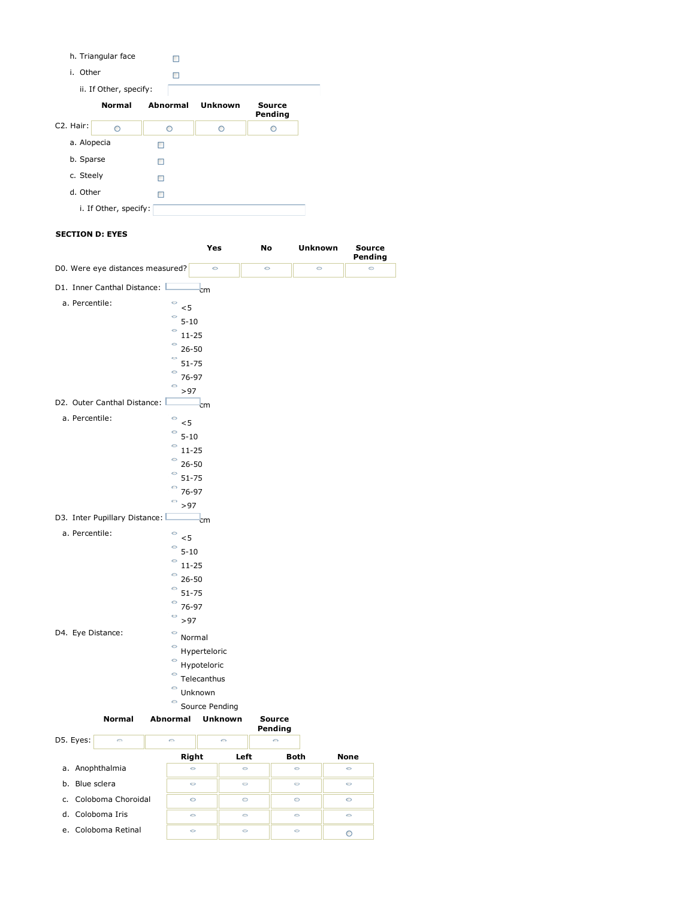h. Triangular face ☐

i. Other ☐

ii. If Other, specify: \_\_\_\_\_\_\_\_

| | Normal | Abnormal | Unknown | Source Pending |
|---|---|---|---|---|
| C2. Hair: | ○ | ○ | ○ | ○ |

a. Alopecia ☐

b. Sparse ☐

c. Steely ☐

d. Other ☐

i. If Other, specify: \_\_\_\_\_\_\_\_

**SECTION D: EYES**

| | Yes | No | Unknown | Source Pending |
|---|---|---|---|---|
| D0. Were eye distances measured? | ○ | ○ | ○ | ○ |

D1. Inner Canthal Distance: \_\_\_\_ cm

a. Percentile:
- ○ <5
- ○ 5-10
- ○ 11-25
- ○ 26-50
- ○ 51-75
- ○ 76-97
- ○ >97

D2. Outer Canthal Distance: \_\_\_\_ cm

a. Percentile:
- ○ <5
- ○ 5-10
- ○ 11-25
- ○ 26-50
- ○ 51-75
- ○ 76-97
- ○ >97

D3. Inter Pupillary Distance: \_\_\_\_ cm

a. Percentile:
- ○ <5
- ○ 5-10
- ○ 11-25
- ○ 26-50
- ○ 51-75
- ○ 76-97
- ○ >97

D4. Eye Distance:
- ○ Normal
- ○ Hyperteloric
- ○ Hypoteloric
- ○ Telecanthus
- ○ Unknown
- ○ Source Pending

| | Normal | Abnormal | Unknown | Source Pending |
|---|---|---|---|---|
| D5. Eyes: | ○ | ○ | ○ | ○ |

| | Right | Left | Both | None |
|---|---|---|---|---|
| a. Anophthalmia | ○ | ○ | ○ | ○ |
| b. Blue sclera | ○ | ○ | ○ | ○ |
| c. Coloboma Choroidal | ○ | ○ | ○ | ○ |
| d. Coloboma Iris | ○ | ○ | ○ | ○ |
| e. Coloboma Retinal | ○ | ○ | ○ | ○ |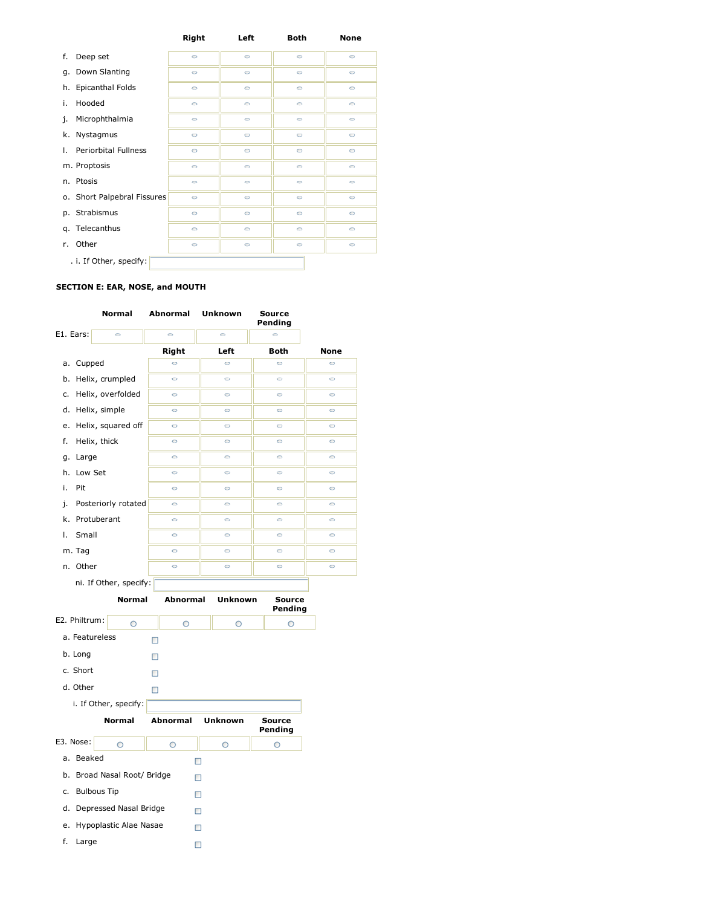| | Right | Left | Both | None |
|---|---|---|---|---|
| f. Deep set | ○ | ○ | ○ | ○ |
| g. Down Slanting | ○ | ○ | ○ | ○ |
| h. Epicanthal Folds | ○ | ○ | ○ | ○ |
| i. Hooded | ○ | ○ | ○ | ○ |
| j. Microphthalmia | ○ | ○ | ○ | ○ |
| k. Nystagmus | ○ | ○ | ○ | ○ |
| l. Periorbital Fullness | ○ | ○ | ○ | ○ |
| m. Proptosis | ○ | ○ | ○ | ○ |
| n. Ptosis | ○ | ○ | ○ | ○ |
| o. Short Palpebral Fissures | ○ | ○ | ○ | ○ |
| p. Strabismus | ○ | ○ | ○ | ○ |
| q. Telecanthus | ○ | ○ | ○ | ○ |
| r. Other | ○ | ○ | ○ | ○ |

. i. If Other, specify: ____________

## SECTION E: EAR, NOSE, and MOUTH

| | Normal | Abnormal | Unknown | Source Pending |
|---|---|---|---|---|
| E1. Ears: | ○ | ○ | ○ | ○ |

| | Right | Left | Both | None |
|---|---|---|---|---|
| a. Cupped | ○ | ○ | ○ | ○ |
| b. Helix, crumpled | ○ | ○ | ○ | ○ |
| c. Helix, overfolded | ○ | ○ | ○ | ○ |
| d. Helix, simple | ○ | ○ | ○ | ○ |
| e. Helix, squared off | ○ | ○ | ○ | ○ |
| f. Helix, thick | ○ | ○ | ○ | ○ |
| g. Large | ○ | ○ | ○ | ○ |
| h. Low Set | ○ | ○ | ○ | ○ |
| i. Pit | ○ | ○ | ○ | ○ |
| j. Posteriorly rotated | ○ | ○ | ○ | ○ |
| k. Protuberant | ○ | ○ | ○ | ○ |
| l. Small | ○ | ○ | ○ | ○ |
| m. Tag | ○ | ○ | ○ | ○ |
| n. Other | ○ | ○ | ○ | ○ |

ni. If Other, specify: ____________

| | Normal | Abnormal | Unknown | Source Pending |
|---|---|---|---|---|
| E2. Philtrum: | ○ | ○ | ○ | ○ |

- a. Featureless ☐
- b. Long ☐
- c. Short ☐
- d. Other ☐

i. If Other, specify: ____________

| | Normal | Abnormal | Unknown | Source Pending |
|---|---|---|---|---|
| E3. Nose: | ○ | ○ | ○ | ○ |

- a. Beaked ☐
- b. Broad Nasal Root/ Bridge ☐
- c. Bulbous Tip ☐
- d. Depressed Nasal Bridge ☐
- e. Hypoplastic Alae Nasae ☐
- f. Large ☐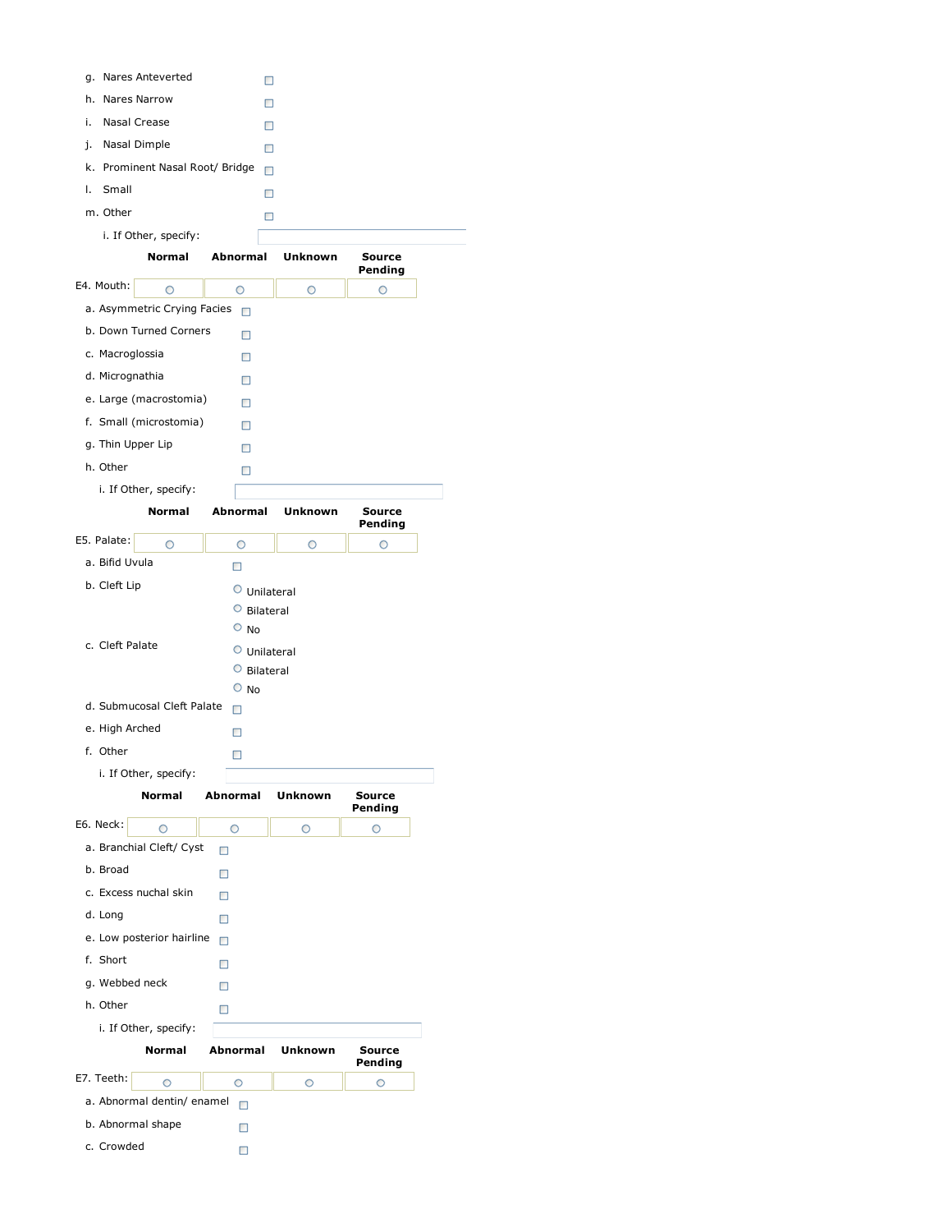g. Nares Anteverted ☐

h. Nares Narrow ☐

i. Nasal Crease ☐

j. Nasal Dimple ☐

k. Prominent Nasal Root/ Bridge ☐

l. Small ☐

m. Other ☐

i. If Other, specify: ______

| | Normal | Abnormal | Unknown | Source Pending |
|---|---|---|---|---|
| E4. Mouth: | ○ | ○ | ○ | ○ |

a. Asymmetric Crying Facies ☐

b. Down Turned Corners ☐

c. Macroglossia ☐

d. Micrognathia ☐

e. Large (macrostomia) ☐

f. Small (microstomia) ☐

g. Thin Upper Lip ☐

h. Other ☐

i. If Other, specify: ______

| | Normal | Abnormal | Unknown | Source Pending |
|---|---|---|---|---|
| E5. Palate: | ○ | ○ | ○ | ○ |

a. Bifid Uvula ☐

b. Cleft Lip
- ○ Unilateral
- ○ Bilateral
- ○ No

c. Cleft Palate
- ○ Unilateral
- ○ Bilateral
- ○ No

d. Submucosal Cleft Palate ☐

e. High Arched ☐

f. Other ☐

i. If Other, specify: ______

| | Normal | Abnormal | Unknown | Source Pending |
|---|---|---|---|---|
| E6. Neck: | ○ | ○ | ○ | ○ |

a. Branchial Cleft/ Cyst ☐

b. Broad ☐

c. Excess nuchal skin ☐

d. Long ☐

e. Low posterior hairline ☐

f. Short ☐

g. Webbed neck ☐

h. Other ☐

i. If Other, specify: ______

| | Normal | Abnormal | Unknown | Source Pending |
|---|---|---|---|---|
| E7. Teeth: | ○ | ○ | ○ | ○ |

a. Abnormal dentin/ enamel ☐

b. Abnormal shape ☐

c. Crowded ☐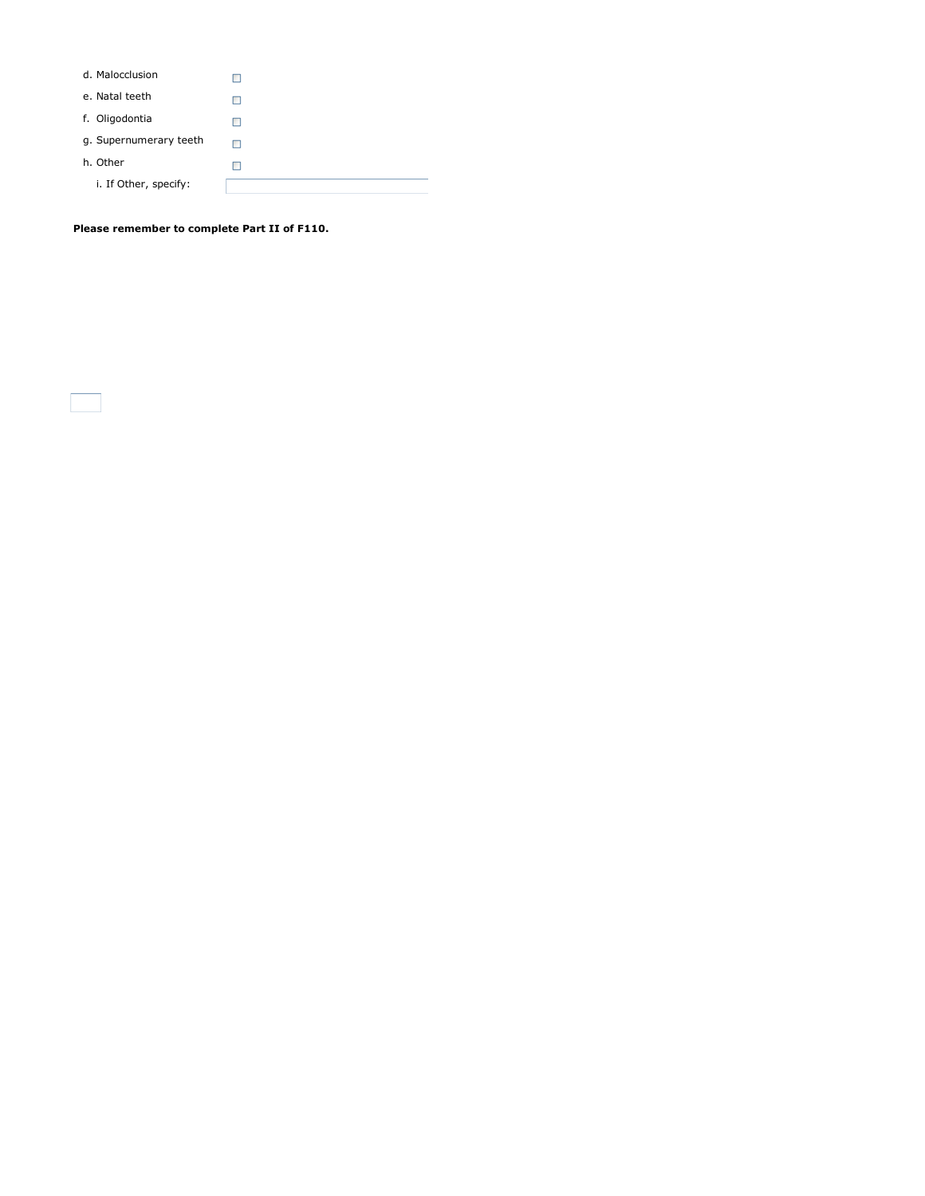d. Malocclusion ☐

e. Natal teeth ☐

f. Oligodontia ☐

g. Supernumerary teeth ☐

h. Other ☐

i. If Other, specify: \_\_\_\_\_\_\_\_\_\_

**Please remember to complete Part II of F110.**